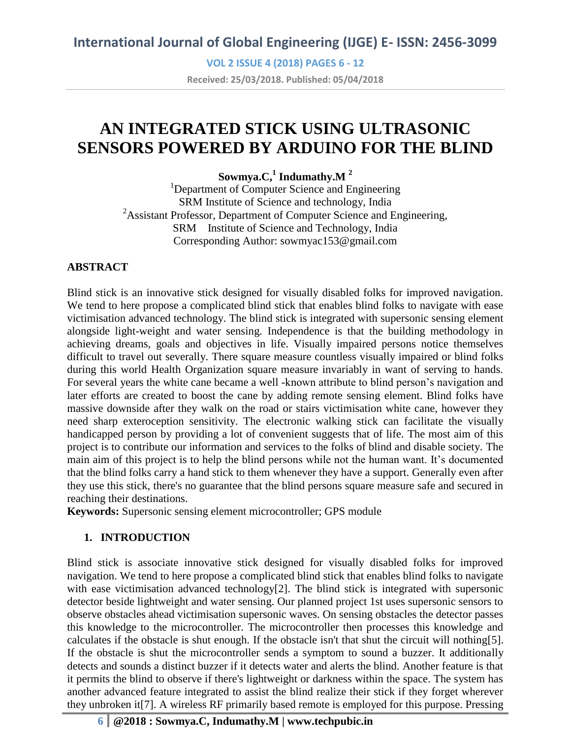# AN INTEGRATED STICK USING ULTRASONIC SENSORS POWERED BY ARDUINO FOR THE BLIND

**Sowmya.C,[1] Indumathy.M [2]**

[1]Department of Computer Science and Engineering
SRM Institute of Science and technology, India
[2]Assistant Professor, Department of Computer Science and Engineering,
SRM Institute of Science and Technology, India
Corresponding Author: sowmyac153@gmail.com

## ABSTRACT

Blind stick is an innovative stick designed for visually disabled folks for improved navigation. We tend to here propose a complicated blind stick that enables blind folks to navigate with ease victimisation advanced technology. The blind stick is integrated with supersonic sensing element alongside light-weight and water sensing. Independence is that the building methodology in achieving dreams, goals and objectives in life. Visually impaired persons notice themselves difficult to travel out severally. There square measure countless visually impaired or blind folks during this world Health Organization square measure invariably in want of serving to hands. For several years the white cane became a well -known attribute to blind person's navigation and later efforts are created to boost the cane by adding remote sensing element. Blind folks have massive downside after they walk on the road or stairs victimisation white cane, however they need sharp exteroception sensitivity. The electronic walking stick can facilitate the visually handicapped person by providing a lot of convenient suggests that of life. The most aim of this project is to contribute our information and services to the folks of blind and disable society. The main aim of this project is to help the blind persons while not the human want. It's documented that the blind folks carry a hand stick to them whenever they have a support. Generally even after they use this stick, there's no guarantee that the blind persons square measure safe and secured in reaching their destinations.

**Keywords:** Supersonic sensing element microcontroller; GPS module

## 1. INTRODUCTION

Blind stick is associate innovative stick designed for visually disabled folks for improved navigation. We tend to here propose a complicated blind stick that enables blind folks to navigate with ease victimisation advanced technology[2]. The blind stick is integrated with supersonic detector beside lightweight and water sensing. Our planned project 1st uses supersonic sensors to observe obstacles ahead victimisation supersonic waves. On sensing obstacles the detector passes this knowledge to the microcontroller. The microcontroller then processes this knowledge and calculates if the obstacle is shut enough. If the obstacle isn't that shut the circuit will nothing[5]. If the obstacle is shut the microcontroller sends a symptom to sound a buzzer. It additionally detects and sounds a distinct buzzer if it detects water and alerts the blind. Another feature is that it permits the blind to observe if there's lightweight or darkness within the space. The system has another advanced feature integrated to assist the blind realize their stick if they forget wherever they unbroken it[7]. A wireless RF primarily based remote is employed for this purpose. Pressing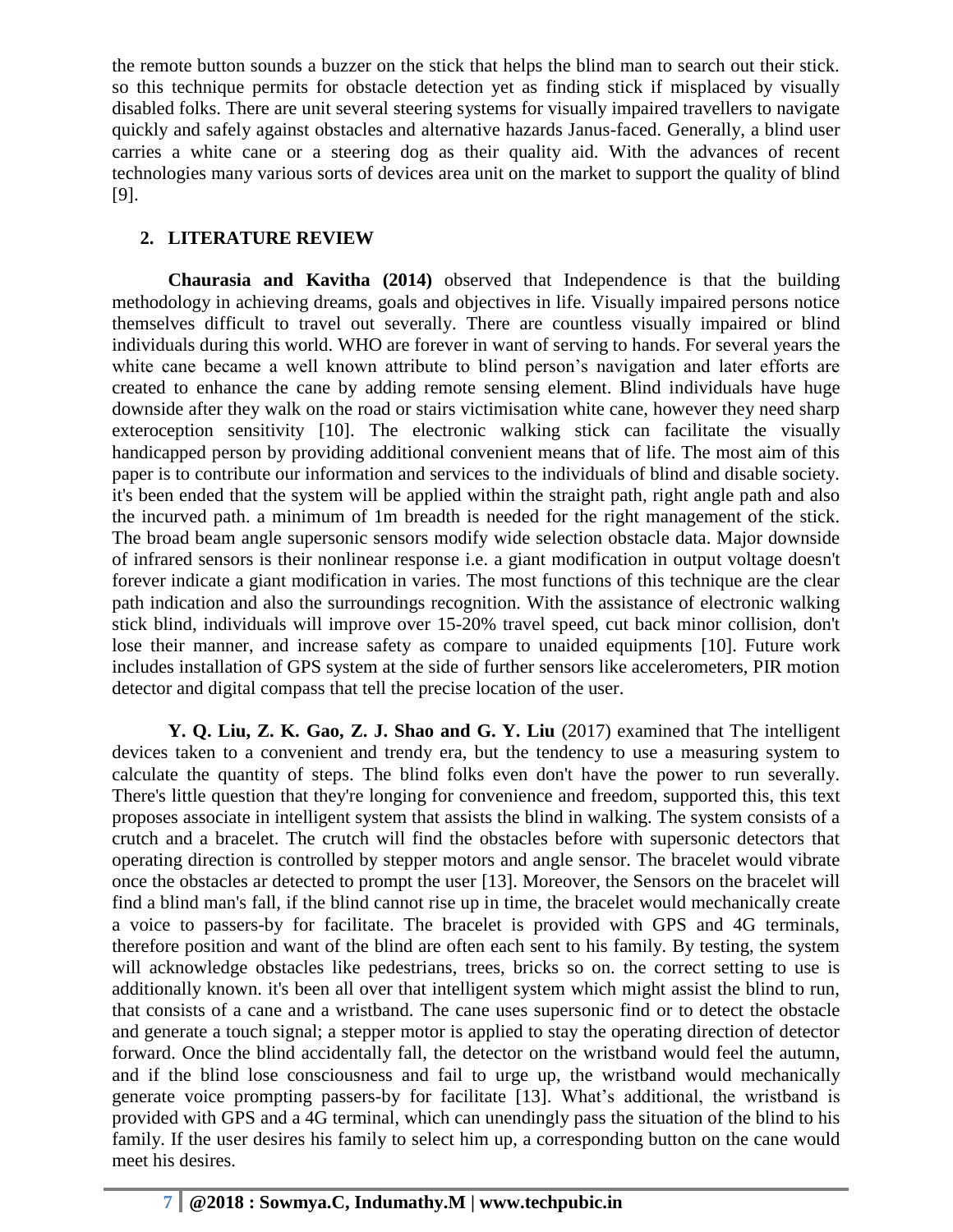the remote button sounds a buzzer on the stick that helps the blind man to search out their stick. so this technique permits for obstacle detection yet as finding stick if misplaced by visually disabled folks. There are unit several steering systems for visually impaired travellers to navigate quickly and safely against obstacles and alternative hazards Janus-faced. Generally, a blind user carries a white cane or a steering dog as their quality aid. With the advances of recent technologies many various sorts of devices area unit on the market to support the quality of blind [9].

## 2. LITERATURE REVIEW

**Chaurasia and Kavitha (2014)** observed that Independence is that the building methodology in achieving dreams, goals and objectives in life. Visually impaired persons notice themselves difficult to travel out severally. There are countless visually impaired or blind individuals during this world. WHO are forever in want of serving to hands. For several years the white cane became a well known attribute to blind person's navigation and later efforts are created to enhance the cane by adding remote sensing element. Blind individuals have huge downside after they walk on the road or stairs victimisation white cane, however they need sharp exteroception sensitivity [10]. The electronic walking stick can facilitate the visually handicapped person by providing additional convenient means that of life. The most aim of this paper is to contribute our information and services to the individuals of blind and disable society. it's been ended that the system will be applied within the straight path, right angle path and also the incurved path. a minimum of 1m breadth is needed for the right management of the stick. The broad beam angle supersonic sensors modify wide selection obstacle data. Major downside of infrared sensors is their nonlinear response i.e. a giant modification in output voltage doesn't forever indicate a giant modification in varies. The most functions of this technique are the clear path indication and also the surroundings recognition. With the assistance of electronic walking stick blind, individuals will improve over 15-20% travel speed, cut back minor collision, don't lose their manner, and increase safety as compare to unaided equipments [10]. Future work includes installation of GPS system at the side of further sensors like accelerometers, PIR motion detector and digital compass that tell the precise location of the user.

**Y. Q. Liu, Z. K. Gao, Z. J. Shao and G. Y. Liu** (2017) examined that The intelligent devices taken to a convenient and trendy era, but the tendency to use a measuring system to calculate the quantity of steps. The blind folks even don't have the power to run severally. There's little question that they're longing for convenience and freedom, supported this, this text proposes associate in intelligent system that assists the blind in walking. The system consists of a crutch and a bracelet. The crutch will find the obstacles before with supersonic detectors that operating direction is controlled by stepper motors and angle sensor. The bracelet would vibrate once the obstacles ar detected to prompt the user [13]. Moreover, the Sensors on the bracelet will find a blind man's fall, if the blind cannot rise up in time, the bracelet would mechanically create a voice to passers-by for facilitate. The bracelet is provided with GPS and 4G terminals, therefore position and want of the blind are often each sent to his family. By testing, the system will acknowledge obstacles like pedestrians, trees, bricks so on. the correct setting to use is additionally known. it's been all over that intelligent system which might assist the blind to run, that consists of a cane and a wristband. The cane uses supersonic find or to detect the obstacle and generate a touch signal; a stepper motor is applied to stay the operating direction of detector forward. Once the blind accidentally fall, the detector on the wristband would feel the autumn, and if the blind lose consciousness and fail to urge up, the wristband would mechanically generate voice prompting passers-by for facilitate [13]. What's additional, the wristband is provided with GPS and a 4G terminal, which can unendingly pass the situation of the blind to his family. If the user desires his family to select him up, a corresponding button on the cane would meet his desires.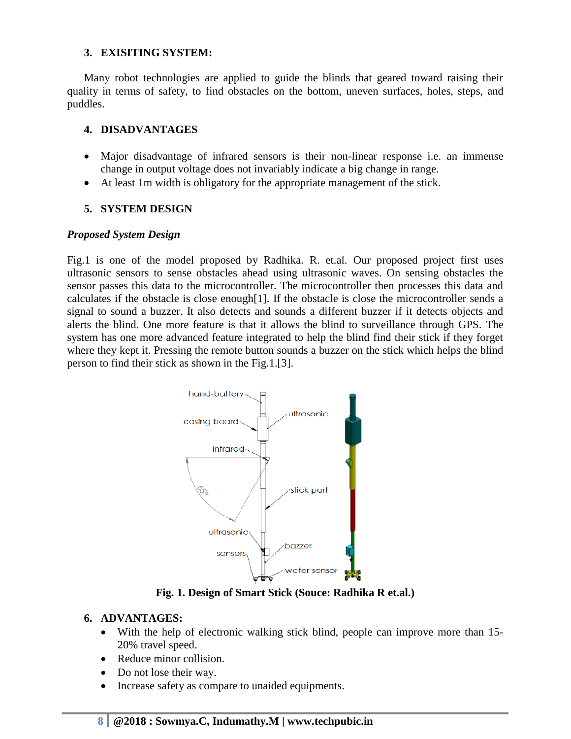## 3. EXISITING SYSTEM:

Many robot technologies are applied to guide the blinds that geared toward raising their quality in terms of safety, to find obstacles on the bottom, uneven surfaces, holes, steps, and puddles.

## 4. DISADVANTAGES

- Major disadvantage of infrared sensors is their non-linear response i.e. an immense change in output voltage does not invariably indicate a big change in range.
- At least 1m width is obligatory for the appropriate management of the stick.

## 5. SYSTEM DESIGN

### *Proposed System Design*

Fig.1 is one of the model proposed by Radhika. R. et.al. Our proposed project first uses ultrasonic sensors to sense obstacles ahead using ultrasonic waves. On sensing obstacles the sensor passes this data to the microcontroller. The microcontroller then processes this data and calculates if the obstacle is close enough[1]. If the obstacle is close the microcontroller sends a signal to sound a buzzer. It also detects and sounds a different buzzer if it detects objects and alerts the blind. One more feature is that it allows the blind to surveillance through GPS. The system has one more advanced feature integrated to help the blind find their stick if they forget where they kept it. Pressing the remote button sounds a buzzer on the stick which helps the blind person to find their stick as shown in the Fig.1.[3].

**Fig. 1. Design of Smart Stick (Souce: Radhika R et.al.)**

## 6. ADVANTAGES:

- With the help of electronic walking stick blind, people can improve more than 15-20% travel speed.
- Reduce minor collision.
- Do not lose their way.
- Increase safety as compare to unaided equipments.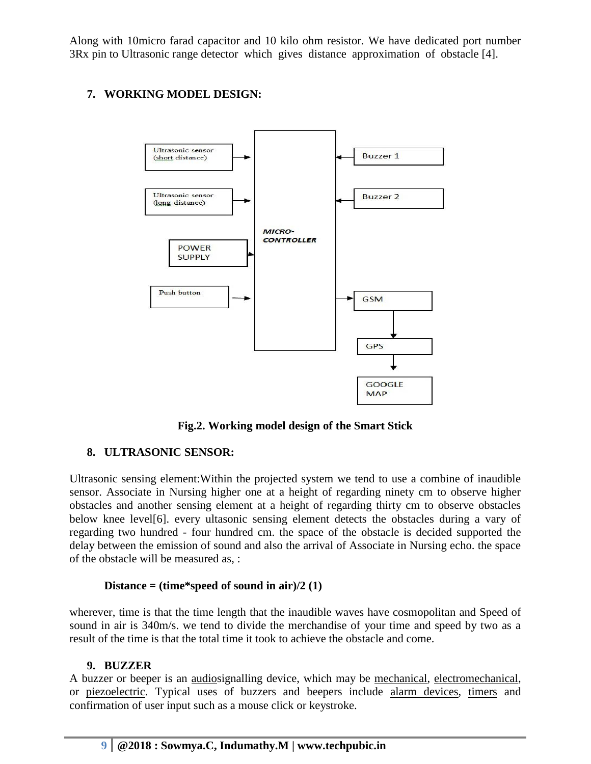Along with 10micro farad capacitor and 10 kilo ohm resistor. We have dedicated port number 3Rx pin to Ultrasonic range detector which gives distance approximation of obstacle [4].

## 7. WORKING MODEL DESIGN:

**Fig.2. Working model design of the Smart Stick**

## 8. ULTRASONIC SENSOR:

Ultrasonic sensing element:Within the projected system we tend to use a combine of inaudible sensor. Associate in Nursing higher one at a height of regarding ninety cm to observe higher obstacles and another sensing element at a height of regarding thirty cm to observe obstacles below knee level[6]. every ultasonic sensing element detects the obstacles during a vary of regarding two hundred - four hundred cm. the space of the obstacle is decided supported the delay between the emission of sound and also the arrival of Associate in Nursing echo. the space of the obstacle will be measured as, :

**Distance = (time*speed of sound in air)/2 (1)**

wherever, time is that the time length that the inaudible waves have cosmopolitan and Speed of sound in air is 340m/s. we tend to divide the merchandise of your time and speed by two as a result of the time is that the total time it took to achieve the obstacle and come.

## 9. BUZZER

A buzzer or beeper is an audiosignalling device, which may be mechanical, electromechanical, or piezoelectric. Typical uses of buzzers and beepers include alarm devices, timers and confirmation of user input such as a mouse click or keystroke.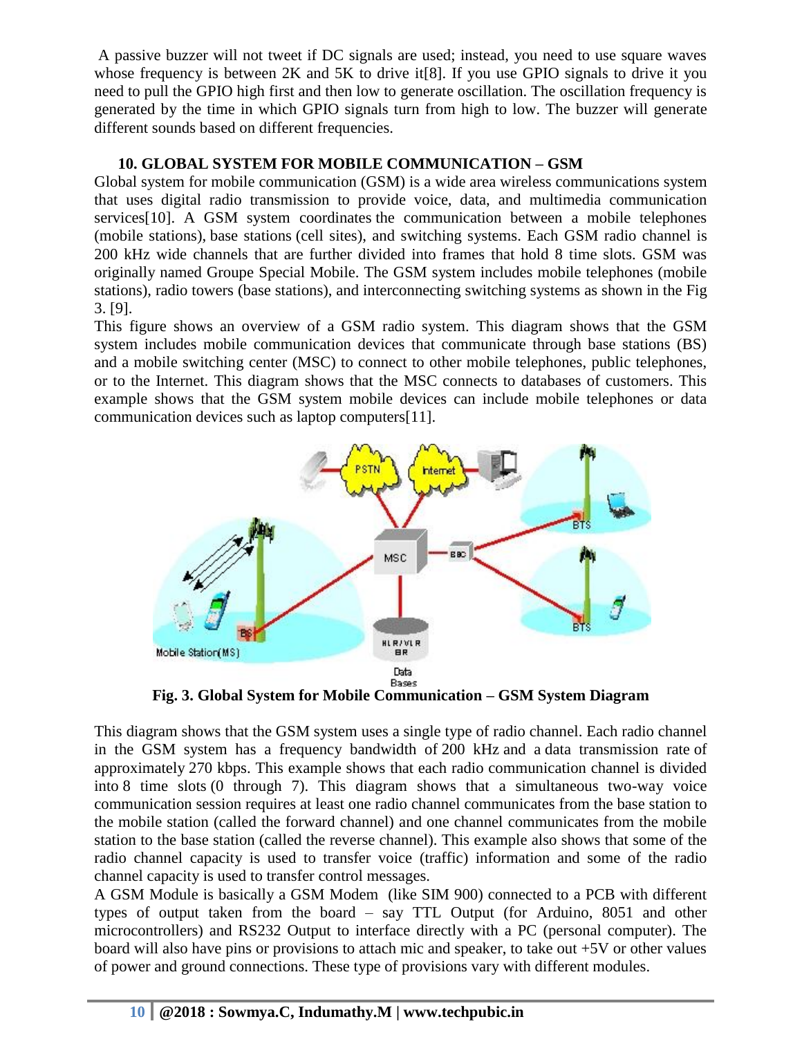A passive buzzer will not tweet if DC signals are used; instead, you need to use square waves whose frequency is between 2K and 5K to drive it[8]. If you use GPIO signals to drive it you need to pull the GPIO high first and then low to generate oscillation. The oscillation frequency is generated by the time in which GPIO signals turn from high to low. The buzzer will generate different sounds based on different frequencies.

## 10. GLOBAL SYSTEM FOR MOBILE COMMUNICATION – GSM

Global system for mobile communication (GSM) is a wide area wireless communications system that uses digital radio transmission to provide voice, data, and multimedia communication services[10]. A GSM system coordinates the communication between a mobile telephones (mobile stations), base stations (cell sites), and switching systems. Each GSM radio channel is 200 kHz wide channels that are further divided into frames that hold 8 time slots. GSM was originally named Groupe Special Mobile. The GSM system includes mobile telephones (mobile stations), radio towers (base stations), and interconnecting switching systems as shown in the Fig 3. [9].

This figure shows an overview of a GSM radio system. This diagram shows that the GSM system includes mobile communication devices that communicate through base stations (BS) and a mobile switching center (MSC) to connect to other mobile telephones, public telephones, or to the Internet. This diagram shows that the MSC connects to databases of customers. This example shows that the GSM system mobile devices can include mobile telephones or data communication devices such as laptop computers[11].

**Fig. 3. Global System for Mobile Communication – GSM System Diagram**

This diagram shows that the GSM system uses a single type of radio channel. Each radio channel in the GSM system has a frequency bandwidth of 200 kHz and a data transmission rate of approximately 270 kbps. This example shows that each radio communication channel is divided into 8 time slots (0 through 7). This diagram shows that a simultaneous two-way voice communication session requires at least one radio channel communicates from the base station to the mobile station (called the forward channel) and one channel communicates from the mobile station to the base station (called the reverse channel). This example also shows that some of the radio channel capacity is used to transfer voice (traffic) information and some of the radio channel capacity is used to transfer control messages.

A GSM Module is basically a GSM Modem (like SIM 900) connected to a PCB with different types of output taken from the board – say TTL Output (for Arduino, 8051 and other microcontrollers) and RS232 Output to interface directly with a PC (personal computer). The board will also have pins or provisions to attach mic and speaker, to take out +5V or other values of power and ground connections. These type of provisions vary with different modules.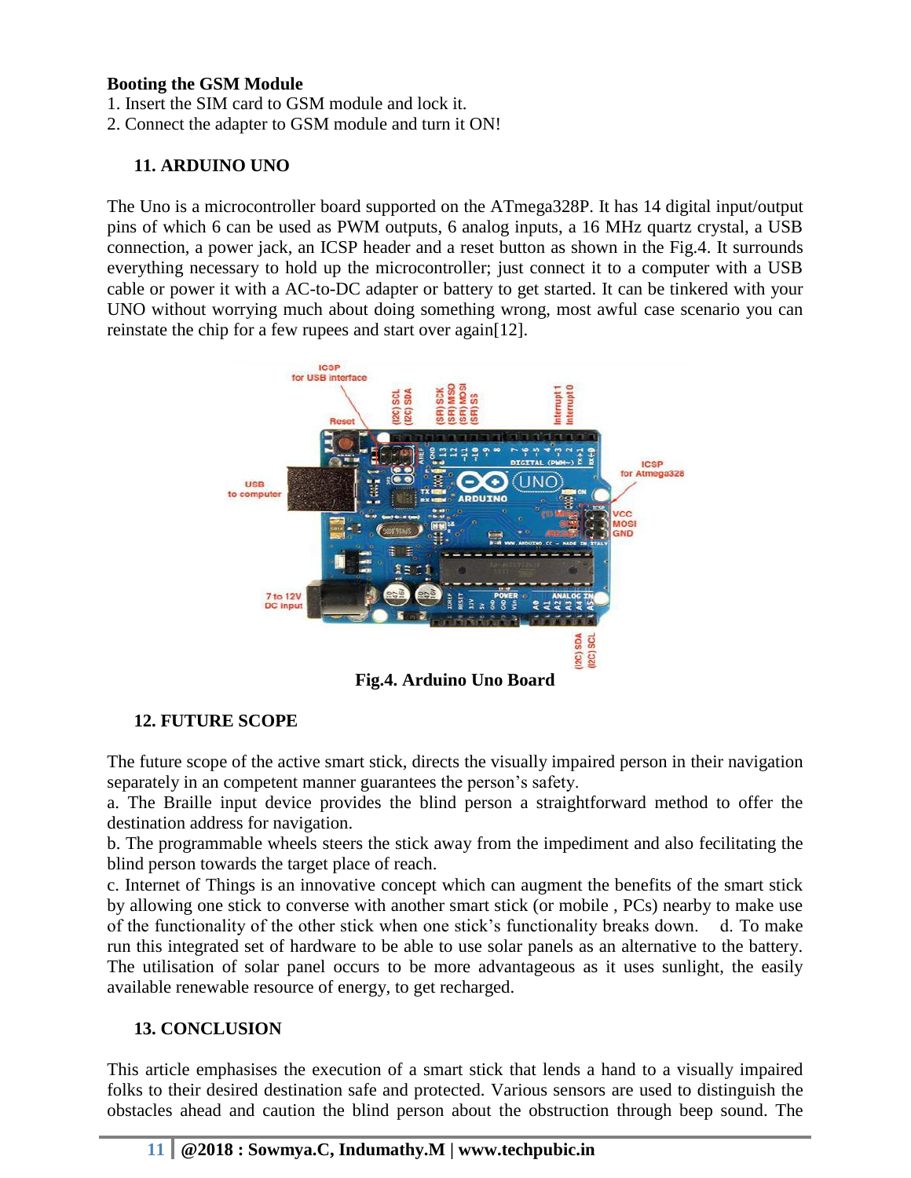**Booting the GSM Module**

1. Insert the SIM card to GSM module and lock it.
2. Connect the adapter to GSM module and turn it ON!

## 11. ARDUINO UNO

The Uno is a microcontroller board supported on the ATmega328P. It has 14 digital input/output pins of which 6 can be used as PWM outputs, 6 analog inputs, a 16 MHz quartz crystal, a USB connection, a power jack, an ICSP header and a reset button as shown in the Fig.4. It surrounds everything necessary to hold up the microcontroller; just connect it to a computer with a USB cable or power it with a AC-to-DC adapter or battery to get started. It can be tinkered with your UNO without worrying much about doing something wrong, most awful case scenario you can reinstate the chip for a few rupees and start over again[12].

**Fig.4. Arduino Uno Board**

## 12. FUTURE SCOPE

The future scope of the active smart stick, directs the visually impaired person in their navigation separately in an competent manner guarantees the person's safety.

a. The Braille input device provides the blind person a straightforward method to offer the destination address for navigation.

b. The programmable wheels steers the stick away from the impediment and also fecilitating the blind person towards the target place of reach.

c. Internet of Things is an innovative concept which can augment the benefits of the smart stick by allowing one stick to converse with another smart stick (or mobile , PCs) nearby to make use of the functionality of the other stick when one stick's functionality breaks down. d. To make run this integrated set of hardware to be able to use solar panels as an alternative to the battery. The utilisation of solar panel occurs to be more advantageous as it uses sunlight, the easily available renewable resource of energy, to get recharged.

## 13. CONCLUSION

This article emphasises the execution of a smart stick that lends a hand to a visually impaired folks to their desired destination safe and protected. Various sensors are used to distinguish the obstacles ahead and caution the blind person about the obstruction through beep sound. The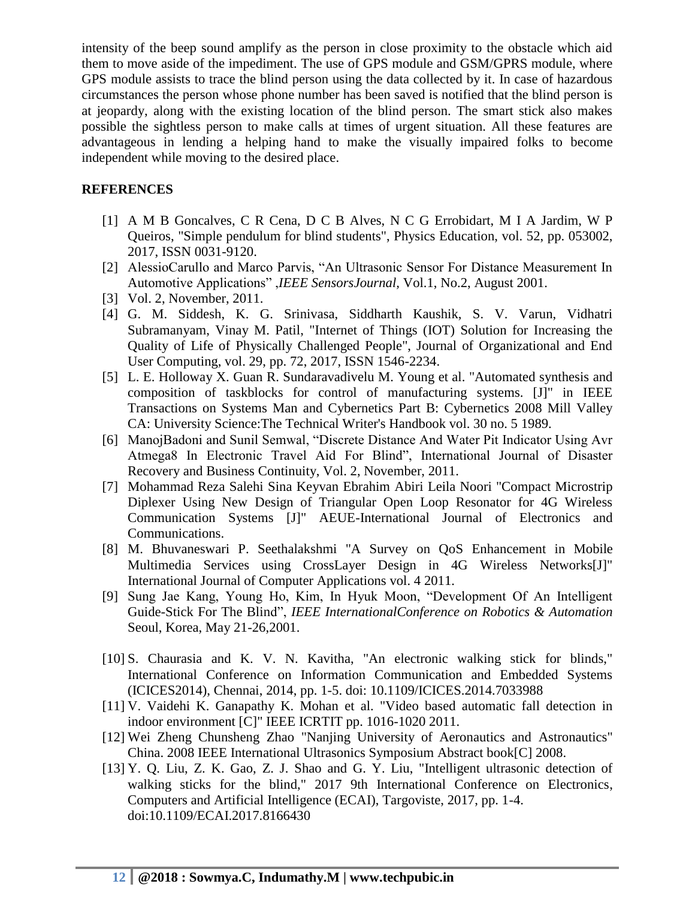intensity of the beep sound amplify as the person in close proximity to the obstacle which aid them to move aside of the impediment. The use of GPS module and GSM/GPRS module, where GPS module assists to trace the blind person using the data collected by it. In case of hazardous circumstances the person whose phone number has been saved is notified that the blind person is at jeopardy, along with the existing location of the blind person. The smart stick also makes possible the sightless person to make calls at times of urgent situation. All these features are advantageous in lending a helping hand to make the visually impaired folks to become independent while moving to the desired place.

## REFERENCES

[1] A M B Goncalves, C R Cena, D C B Alves, N C G Errobidart, M I A Jardim, W P Queiros, "Simple pendulum for blind students", Physics Education, vol. 52, pp. 053002, 2017, ISSN 0031-9120.

[2] AlessioCarullo and Marco Parvis, "An Ultrasonic Sensor For Distance Measurement In Automotive Applications" ,*IEEE SensorsJournal,* Vol.1, No.2, August 2001.

[3] Vol. 2, November, 2011.

[4] G. M. Siddesh, K. G. Srinivasa, Siddharth Kaushik, S. V. Varun, Vidhatri Subramanyam, Vinay M. Patil, "Internet of Things (IOT) Solution for Increasing the Quality of Life of Physically Challenged People", Journal of Organizational and End User Computing, vol. 29, pp. 72, 2017, ISSN 1546-2234.

[5] L. E. Holloway X. Guan R. Sundaravadivelu M. Young et al. "Automated synthesis and composition of taskblocks for control of manufacturing systems. [J]" in IEEE Transactions on Systems Man and Cybernetics Part B: Cybernetics 2008 Mill Valley CA: University Science:The Technical Writer's Handbook vol. 30 no. 5 1989.

[6] ManojBadoni and Sunil Semwal, "Discrete Distance And Water Pit Indicator Using Avr Atmega8 In Electronic Travel Aid For Blind", International Journal of Disaster Recovery and Business Continuity, Vol. 2, November, 2011.

[7] Mohammad Reza Salehi Sina Keyvan Ebrahim Abiri Leila Noori "Compact Microstrip Diplexer Using New Design of Triangular Open Loop Resonator for 4G Wireless Communication Systems [J]" AEUE-International Journal of Electronics and Communications.

[8] M. Bhuvaneswari P. Seethalakshmi "A Survey on QoS Enhancement in Mobile Multimedia Services using CrossLayer Design in 4G Wireless Networks[J]" International Journal of Computer Applications vol. 4 2011.

[9] Sung Jae Kang, Young Ho, Kim, In Hyuk Moon, "Development Of An Intelligent Guide-Stick For The Blind", *IEEE InternationalConference on Robotics & Automation* Seoul, Korea, May 21-26,2001.

[10] S. Chaurasia and K. V. N. Kavitha, "An electronic walking stick for blinds," International Conference on Information Communication and Embedded Systems (ICICES2014), Chennai, 2014, pp. 1-5. doi: 10.1109/ICICES.2014.7033988

[11] V. Vaidehi K. Ganapathy K. Mohan et al. "Video based automatic fall detection in indoor environment [C]" IEEE ICRTIT pp. 1016-1020 2011.

[12] Wei Zheng Chunsheng Zhao "Nanjing University of Aeronautics and Astronautics" China. 2008 IEEE International Ultrasonics Symposium Abstract book[C] 2008.

[13] Y. Q. Liu, Z. K. Gao, Z. J. Shao and G. Y. Liu, "Intelligent ultrasonic detection of walking sticks for the blind," 2017 9th International Conference on Electronics, Computers and Artificial Intelligence (ECAI), Targoviste, 2017, pp. 1-4. doi:10.1109/ECAI.2017.8166430